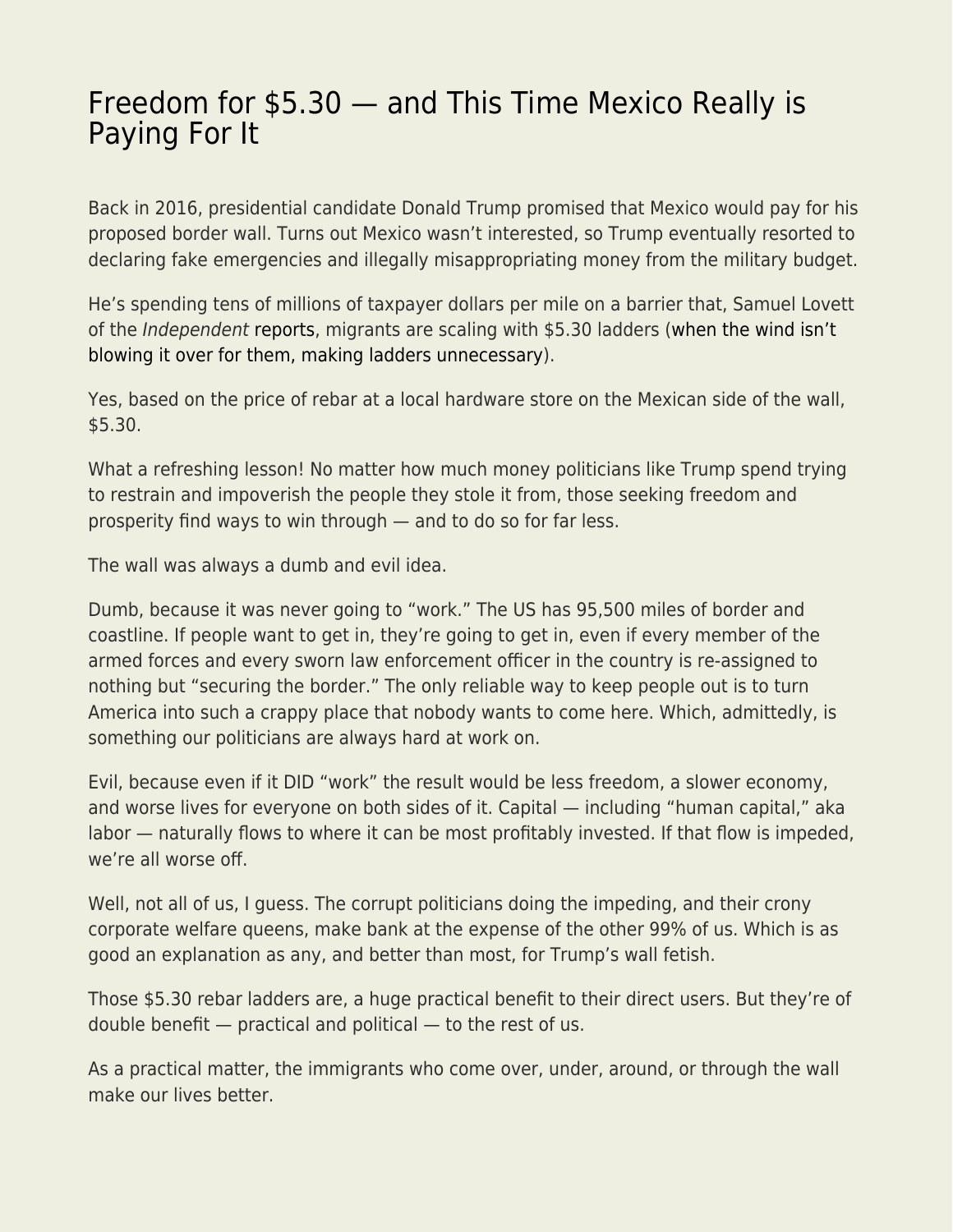# Freedom for $5.30 — and This Time Mexico Really is Paying For It

Back in 2016, presidential candidate Donald Trump promised that Mexico would pay for his proposed border wall. Turns out Mexico wasn't interested, so Trump eventually resorted to declaring fake emergencies and illegally misappropriating money from the military budget.

He's spending tens of millions of taxpayer dollars per mile on a barrier that, Samuel Lovett of the *Independent* reports, migrants are scaling with $5.30 ladders (when the wind isn't blowing it over for them, making ladders unnecessary).

Yes, based on the price of rebar at a local hardware store on the Mexican side of the wall, $5.30.

What a refreshing lesson! No matter how much money politicians like Trump spend trying to restrain and impoverish the people they stole it from, those seeking freedom and prosperity find ways to win through — and to do so for far less.

The wall was always a dumb and evil idea.

Dumb, because it was never going to "work." The US has 95,500 miles of border and coastline. If people want to get in, they're going to get in, even if every member of the armed forces and every sworn law enforcement officer in the country is re-assigned to nothing but "securing the border." The only reliable way to keep people out is to turn America into such a crappy place that nobody wants to come here. Which, admittedly, is something our politicians are always hard at work on.

Evil, because even if it DID "work" the result would be less freedom, a slower economy, and worse lives for everyone on both sides of it. Capital — including "human capital," aka labor — naturally flows to where it can be most profitably invested. If that flow is impeded, we're all worse off.

Well, not all of us, I guess. The corrupt politicians doing the impeding, and their crony corporate welfare queens, make bank at the expense of the other 99% of us. Which is as good an explanation as any, and better than most, for Trump's wall fetish.

Those $5.30 rebar ladders are, a huge practical benefit to their direct users. But they're of double benefit — practical and political — to the rest of us.

As a practical matter, the immigrants who come over, under, around, or through the wall make our lives better.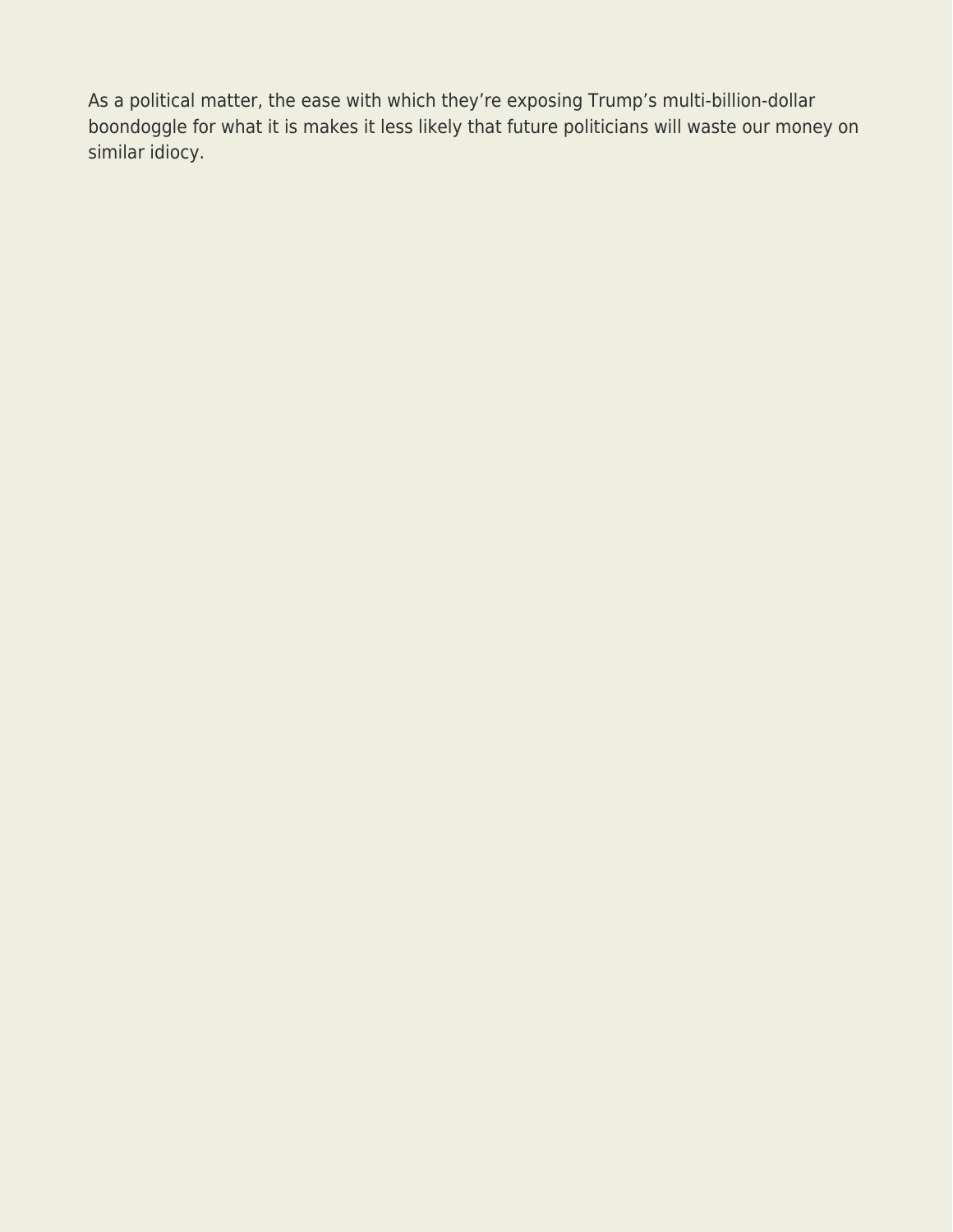As a political matter, the ease with which they're exposing Trump's multi-billion-dollar boondoggle for what it is makes it less likely that future politicians will waste our money on similar idiocy.